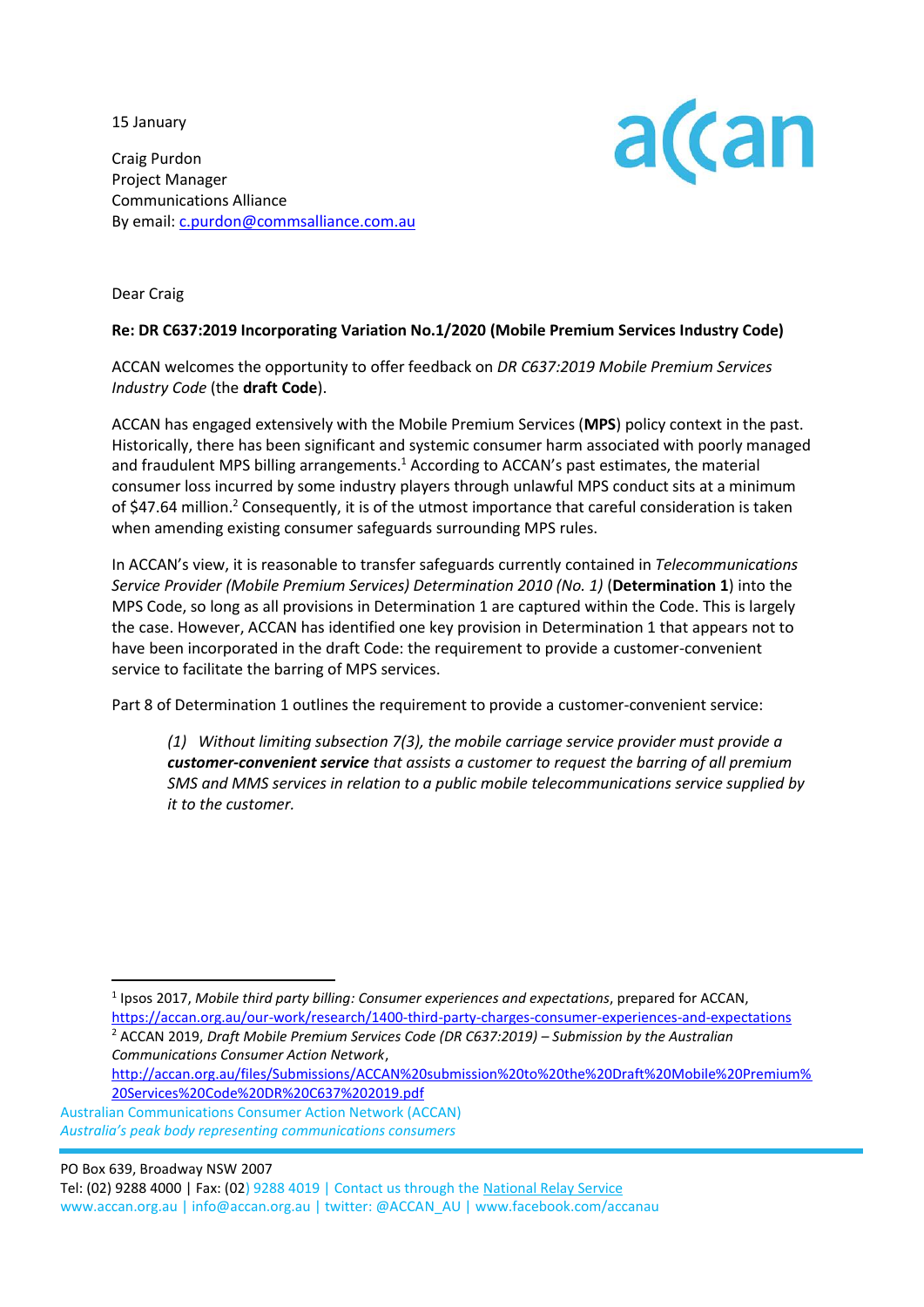15 January

Craig Purdon
Project Manager
Communications Alliance
By email: c.purdon@commsalliance.com.au

Dear Craig

**Re: DR C637:2019 Incorporating Variation No.1/2020 (Mobile Premium Services Industry Code)**

ACCAN welcomes the opportunity to offer feedback on *DR C637:2019 Mobile Premium Services Industry Code* (the **draft Code**).

ACCAN has engaged extensively with the Mobile Premium Services (**MPS**) policy context in the past. Historically, there has been significant and systemic consumer harm associated with poorly managed and fraudulent MPS billing arrangements.[1] According to ACCAN's past estimates, the material consumer loss incurred by some industry players through unlawful MPS conduct sits at a minimum of $47.64 million.[2] Consequently, it is of the utmost importance that careful consideration is taken when amending existing consumer safeguards surrounding MPS rules.

In ACCAN's view, it is reasonable to transfer safeguards currently contained in *Telecommunications Service Provider (Mobile Premium Services) Determination 2010 (No. 1)* (**Determination 1**) into the MPS Code, so long as all provisions in Determination 1 are captured within the Code. This is largely the case. However, ACCAN has identified one key provision in Determination 1 that appears not to have been incorporated in the draft Code: the requirement to provide a customer-convenient service to facilitate the barring of MPS services.

Part 8 of Determination 1 outlines the requirement to provide a customer-convenient service:

> *(1) Without limiting subsection 7(3), the mobile carriage service provider must provide a **customer-convenient service** that assists a customer to request the barring of all premium SMS and MMS services in relation to a public mobile telecommunications service supplied by it to the customer.*

[1] Ipsos 2017, *Mobile third party billing: Consumer experiences and expectations*, prepared for ACCAN, https://accan.org.au/our-work/research/1400-third-party-charges-consumer-experiences-and-expectations

[2] ACCAN 2019, *Draft Mobile Premium Services Code (DR C637:2019) – Submission by the Australian Communications Consumer Action Network*, http://accan.org.au/files/Submissions/ACCAN%20submission%20to%20the%20Draft%20Mobile%20Premium%20Services%20Code%20DR%20C637%202019.pdf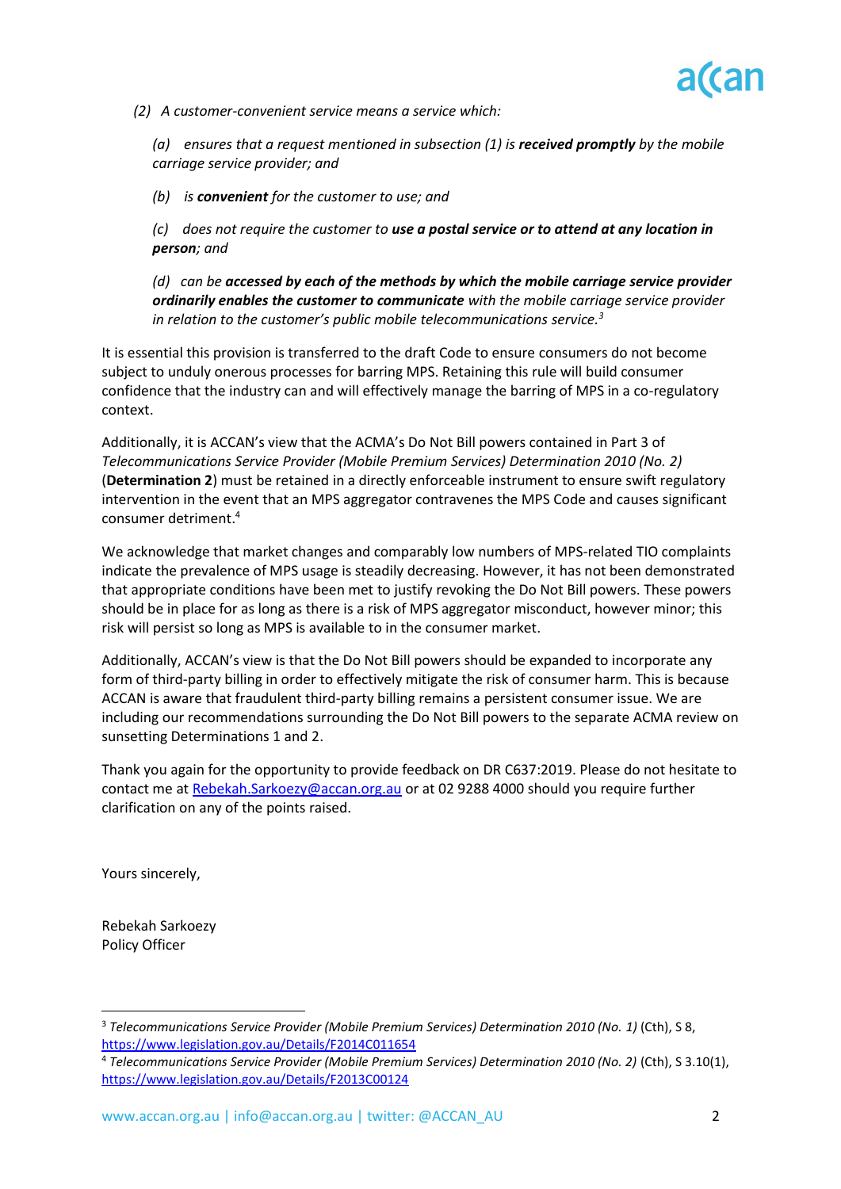*(2) A customer-convenient service means a service which:*

> *(a) ensures that a request mentioned in subsection (1) is* ***received promptly*** *by the mobile carriage service provider; and*
>
> *(b) is* ***convenient*** *for the customer to use; and*
>
> *(c) does not require the customer to* ***use a postal service or to attend at any location in person****; and*
>
> *(d) can be* ***accessed by each of the methods by which the mobile carriage service provider ordinarily enables the customer to communicate*** *with the mobile carriage service provider in relation to the customer's public mobile telecommunications service.*[3]

It is essential this provision is transferred to the draft Code to ensure consumers do not become subject to unduly onerous processes for barring MPS. Retaining this rule will build consumer confidence that the industry can and will effectively manage the barring of MPS in a co-regulatory context.

Additionally, it is ACCAN's view that the ACMA's Do Not Bill powers contained in Part 3 of *Telecommunications Service Provider (Mobile Premium Services) Determination 2010 (No. 2)* (**Determination 2**) must be retained in a directly enforceable instrument to ensure swift regulatory intervention in the event that an MPS aggregator contravenes the MPS Code and causes significant consumer detriment.[4]

We acknowledge that market changes and comparably low numbers of MPS-related TIO complaints indicate the prevalence of MPS usage is steadily decreasing. However, it has not been demonstrated that appropriate conditions have been met to justify revoking the Do Not Bill powers. These powers should be in place for as long as there is a risk of MPS aggregator misconduct, however minor; this risk will persist so long as MPS is available to in the consumer market.

Additionally, ACCAN's view is that the Do Not Bill powers should be expanded to incorporate any form of third-party billing in order to effectively mitigate the risk of consumer harm. This is because ACCAN is aware that fraudulent third-party billing remains a persistent consumer issue. We are including our recommendations surrounding the Do Not Bill powers to the separate ACMA review on sunsetting Determinations 1 and 2.

Thank you again for the opportunity to provide feedback on DR C637:2019. Please do not hesitate to contact me at Rebekah.Sarkoezy@accan.org.au or at 02 9288 4000 should you require further clarification on any of the points raised.

Yours sincerely,

Rebekah Sarkoezy
Policy Officer

---

[3] *Telecommunications Service Provider (Mobile Premium Services) Determination 2010 (No. 1)* (Cth), S 8, https://www.legislation.gov.au/Details/F2014C011654

[4] *Telecommunications Service Provider (Mobile Premium Services) Determination 2010 (No. 2)* (Cth), S 3.10(1), https://www.legislation.gov.au/Details/F2013C00124